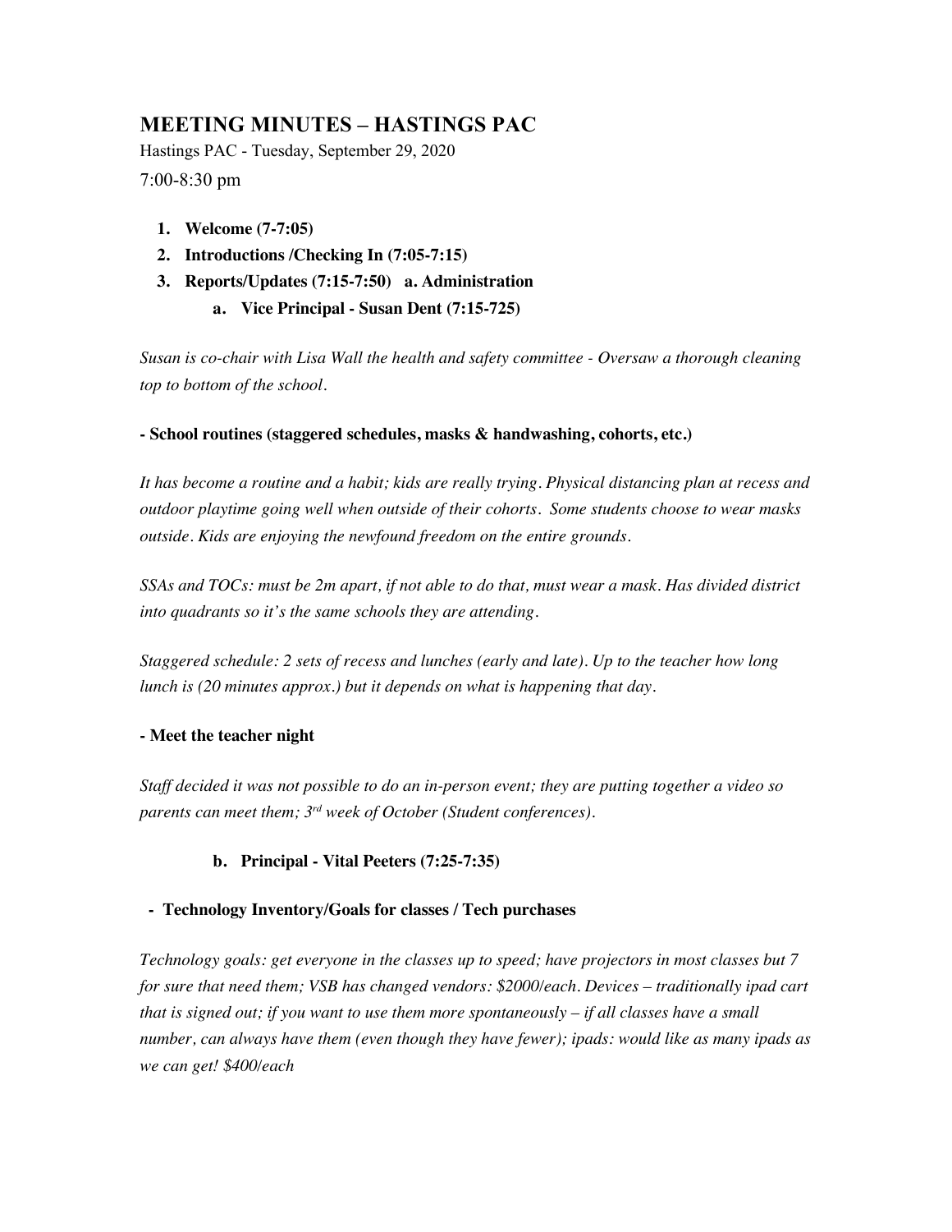# MEETING MINUTES – HASTINGS PAC

Hastings PAC - Tuesday, September 29, 2020

7:00-8:30 pm

1. **Welcome (7-7:05)**
2. **Introductions /Checking In (7:05-7:15)**
3. **Reports/Updates (7:15-7:50) a. Administration**
    a. **Vice Principal - Susan Dent (7:15-725)**

*Susan is co-chair with Lisa Wall the health and safety committee - Oversaw a thorough cleaning top to bottom of the school.*

**- School routines (staggered schedules, masks & handwashing, cohorts, etc.)**

*It has become a routine and a habit; kids are really trying. Physical distancing plan at recess and outdoor playtime going well when outside of their cohorts. Some students choose to wear masks outside. Kids are enjoying the newfound freedom on the entire grounds.*

*SSAs and TOCs: must be 2m apart, if not able to do that, must wear a mask. Has divided district into quadrants so it's the same schools they are attending.*

*Staggered schedule: 2 sets of recess and lunches (early and late). Up to the teacher how long lunch is (20 minutes approx.) but it depends on what is happening that day.*

**- Meet the teacher night**

*Staff decided it was not possible to do an in-person event; they are putting together a video so parents can meet them; 3rd week of October (Student conferences).*

b. **Principal - Vital Peeters (7:25-7:35)**

**- Technology Inventory/Goals for classes / Tech purchases**

*Technology goals: get everyone in the classes up to speed; have projectors in most classes but 7 for sure that need them; VSB has changed vendors: $2000/each. Devices – traditionally ipad cart that is signed out; if you want to use them more spontaneously – if all classes have a small number, can always have them (even though they have fewer); ipads: would like as many ipads as we can get! $400/each*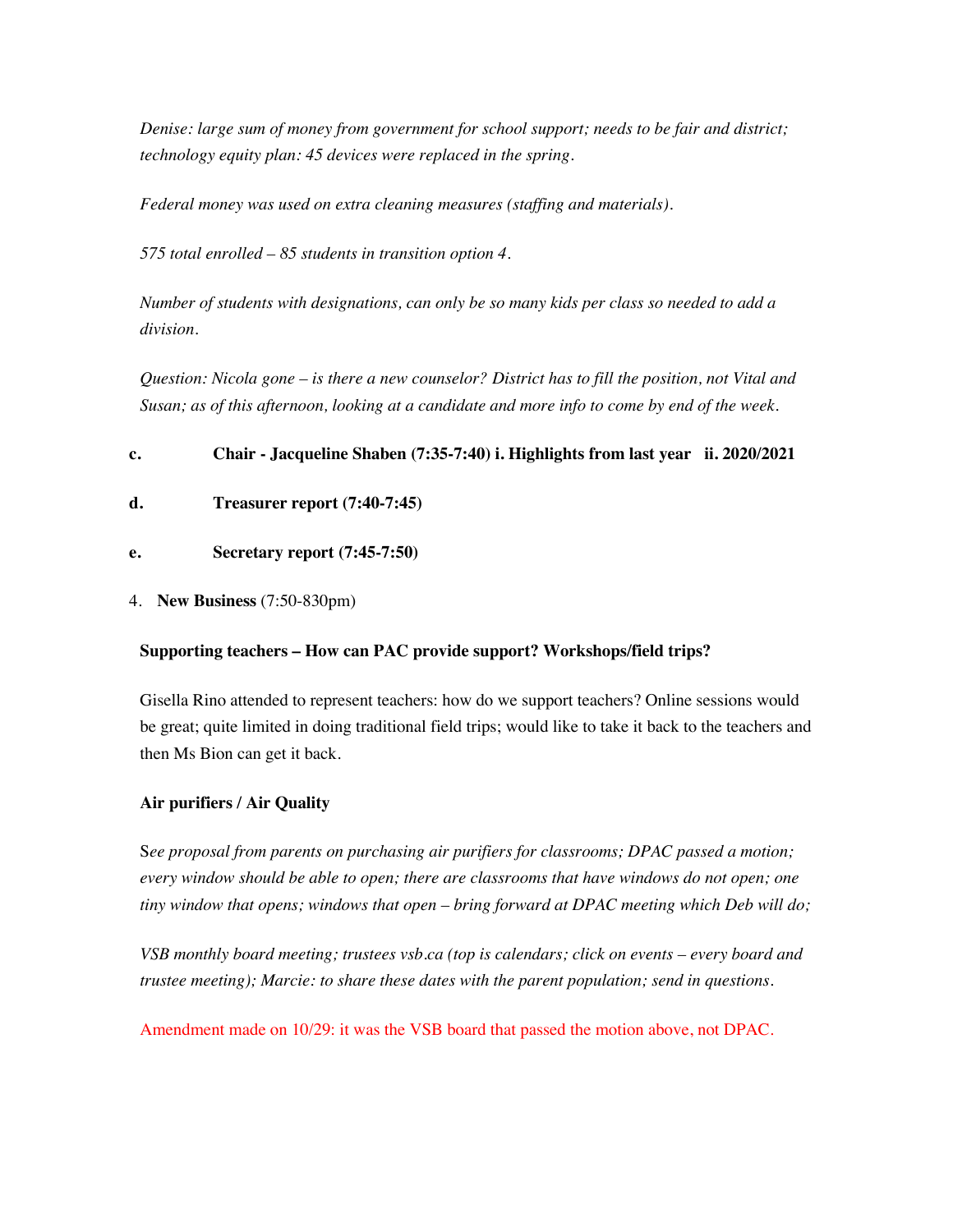*Denise: large sum of money from government for school support; needs to be fair and district; technology equity plan: 45 devices were replaced in the spring.*

*Federal money was used on extra cleaning measures (staffing and materials).*

*575 total enrolled – 85 students in transition option 4.*

*Number of students with designations, can only be so many kids per class so needed to add a division.*

*Question: Nicola gone – is there a new counselor? District has to fill the position, not Vital and Susan; as of this afternoon, looking at a candidate and more info to come by end of the week.*

**c. Chair - Jacqueline Shaben (7:35-7:40) i. Highlights from last year ii. 2020/2021**

**d. Treasurer report (7:40-7:45)**

**e. Secretary report (7:45-7:50)**

4. **New Business** (7:50-830pm)

**Supporting teachers – How can PAC provide support? Workshops/field trips?**

Gisella Rino attended to represent teachers: how do we support teachers? Online sessions would be great; quite limited in doing traditional field trips; would like to take it back to the teachers and then Ms Bion can get it back.

**Air purifiers / Air Quality**

S*ee proposal from parents on purchasing air purifiers for classrooms; DPAC passed a motion; every window should be able to open; there are classrooms that have windows do not open; one tiny window that opens; windows that open – bring forward at DPAC meeting which Deb will do;*

*VSB monthly board meeting; trustees vsb.ca (top is calendars; click on events – every board and trustee meeting); Marcie: to share these dates with the parent population; send in questions.*

Amendment made on 10/29: it was the VSB board that passed the motion above, not DPAC.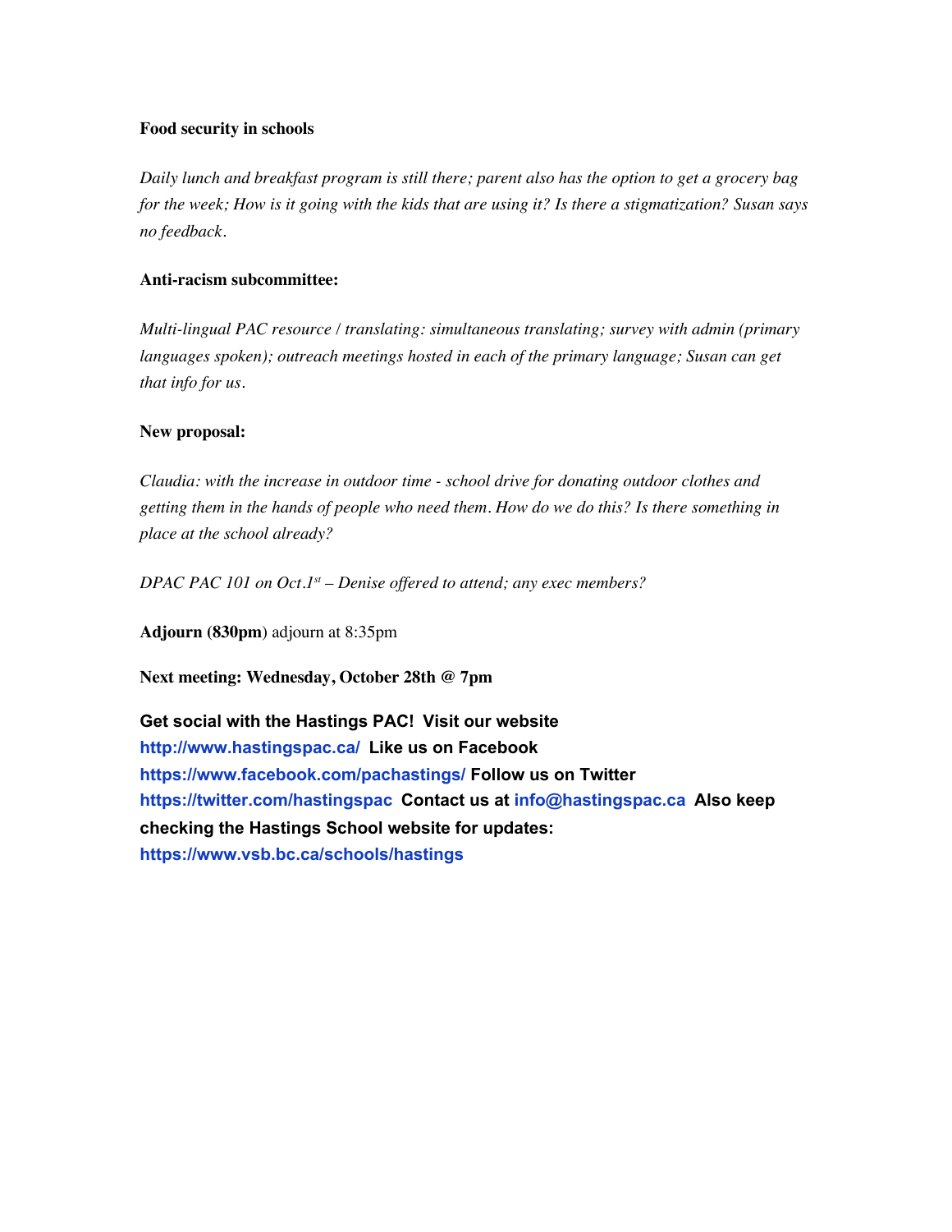**Food security in schools**

*Daily lunch and breakfast program is still there; parent also has the option to get a grocery bag for the week; How is it going with the kids that are using it? Is there a stigmatization? Susan says no feedback.*

**Anti-racism subcommittee:**

*Multi-lingual PAC resource / translating: simultaneous translating; survey with admin (primary languages spoken); outreach meetings hosted in each of the primary language; Susan can get that info for us.*

**New proposal:**

*Claudia: with the increase in outdoor time - school drive for donating outdoor clothes and getting them in the hands of people who need them. How do we do this? Is there something in place at the school already?*

*DPAC PAC 101 on Oct.1st – Denise offered to attend; any exec members?*

**Adjourn (830pm**) adjourn at 8:35pm

**Next meeting: Wednesday, October 28th @ 7pm**

**Get social with the Hastings PAC! Visit our website http://www.hastingspac.ca/ Like us on Facebook https://www.facebook.com/pachastings/ Follow us on Twitter https://twitter.com/hastingspac Contact us at info@hastingspac.ca Also keep checking the Hastings School website for updates: https://www.vsb.bc.ca/schools/hastings**